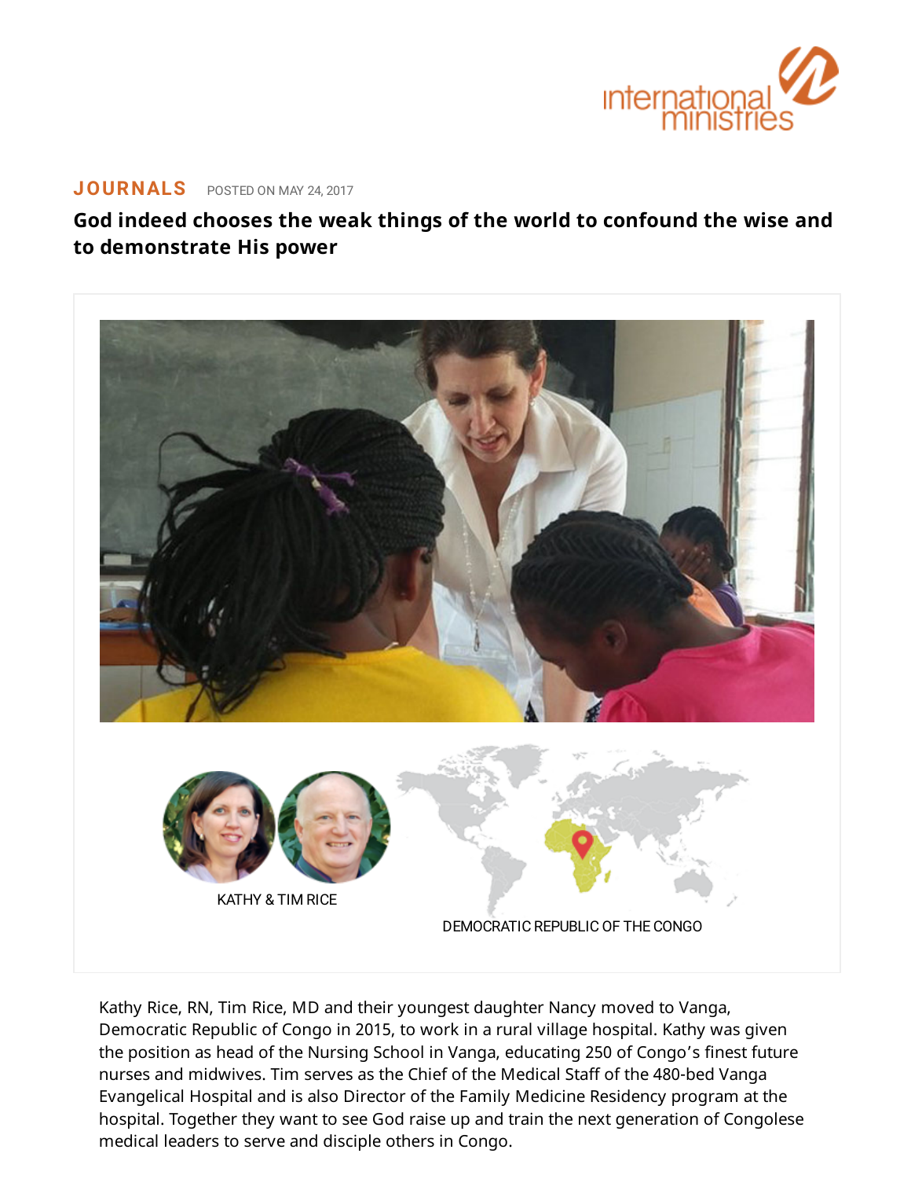international ministries

**JOURNALS** POSTED ON MAY 24, 2017

# God indeed chooses the weak things of the world to confound the wise and to demonstrate His power

KATHY & TIM RICE

DEMOCRATIC REPUBLIC OF THE CONGO

Kathy Rice, RN, Tim Rice, MD and their youngest daughter Nancy moved to Vanga, Democratic Republic of Congo in 2015, to work in a rural village hospital. Kathy was given the position as head of the Nursing School in Vanga, educating 250 of Congo's finest future nurses and midwives. Tim serves as the Chief of the Medical Staff of the 480-bed Vanga Evangelical Hospital and is also Director of the Family Medicine Residency program at the hospital. Together they want to see God raise up and train the next generation of Congolese medical leaders to serve and disciple others in Congo.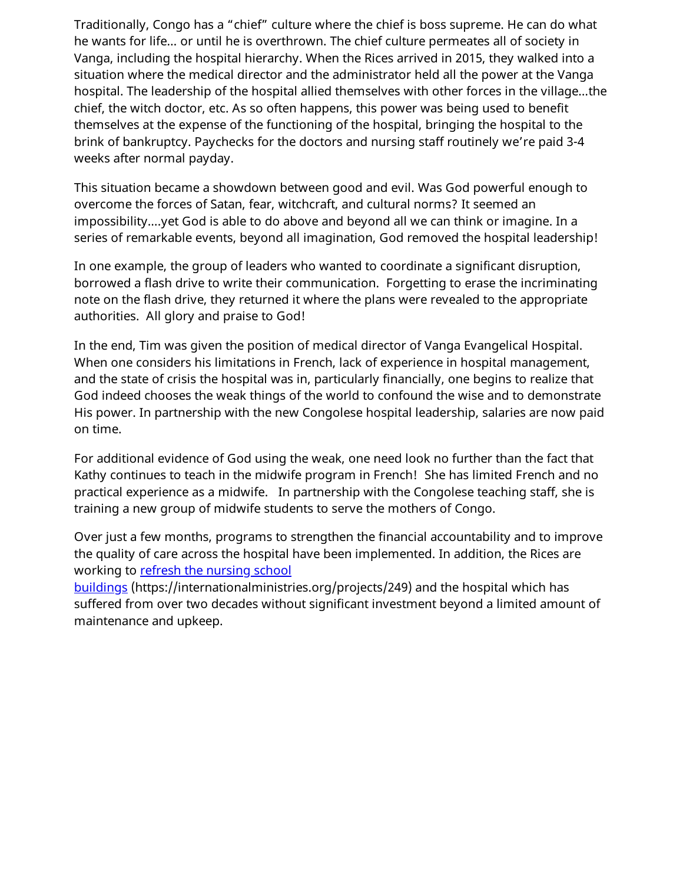Traditionally, Congo has a "chief" culture where the chief is boss supreme. He can do what he wants for life… or until he is overthrown. The chief culture permeates all of society in Vanga, including the hospital hierarchy. When the Rices arrived in 2015, they walked into a situation where the medical director and the administrator held all the power at the Vanga hospital. The leadership of the hospital allied themselves with other forces in the village…the chief, the witch doctor, etc. As so often happens, this power was being used to benefit themselves at the expense of the functioning of the hospital, bringing the hospital to the brink of bankruptcy. Paychecks for the doctors and nursing staff routinely we're paid 3-4 weeks after normal payday.

This situation became a showdown between good and evil. Was God powerful enough to overcome the forces of Satan, fear, witchcraft, and cultural norms? It seemed an impossibility….yet God is able to do above and beyond all we can think or imagine. In a series of remarkable events, beyond all imagination, God removed the hospital leadership!

In one example, the group of leaders who wanted to coordinate a significant disruption, borrowed a flash drive to write their communication. Forgetting to erase the incriminating note on the flash drive, they returned it where the plans were revealed to the appropriate authorities. All glory and praise to God!

In the end, Tim was given the position of medical director of Vanga Evangelical Hospital. When one considers his limitations in French, lack of experience in hospital management, and the state of crisis the hospital was in, particularly financially, one begins to realize that God indeed chooses the weak things of the world to confound the wise and to demonstrate His power. In partnership with the new Congolese hospital leadership, salaries are now paid on time.

For additional evidence of God using the weak, one need look no further than the fact that Kathy continues to teach in the midwife program in French! She has limited French and no practical experience as a midwife. In partnership with the Congolese teaching staff, she is training a new group of midwife students to serve the mothers of Congo.

Over just a few months, programs to strengthen the financial accountability and to improve the quality of care across the hospital have been implemented. In addition, the Rices are working to [refresh the nursing school buildings](https://internationalministries.org/projects/249) (https://internationalministries.org/projects/249) and the hospital which has suffered from over two decades without significant investment beyond a limited amount of maintenance and upkeep.